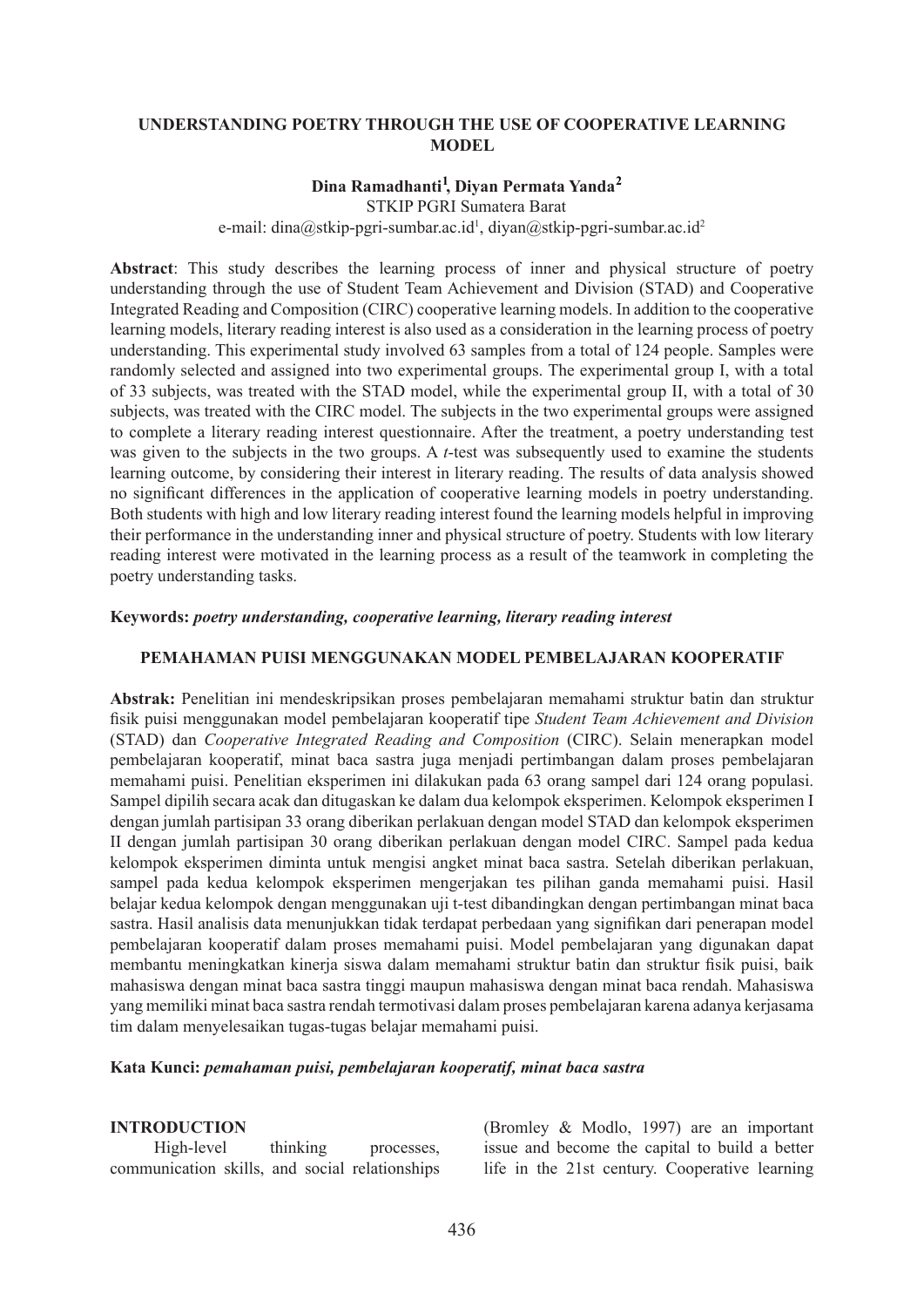# UNDERSTANDING POETRY THROUGH THE USE OF COOPERATIVE LEARNING MODEL

**Dina Ramadhanti[1], Diyan Permata Yanda[2]**
STKIP PGRI Sumatera Barat
e-mail: dina@stkip-pgri-sumbar.ac.id[1], diyan@stkip-pgri-sumbar.ac.id[2]

**Abstract**: This study describes the learning process of inner and physical structure of poetry understanding through the use of Student Team Achievement and Division (STAD) and Cooperative Integrated Reading and Composition (CIRC) cooperative learning models. In addition to the cooperative learning models, literary reading interest is also used as a consideration in the learning process of poetry understanding. This experimental study involved 63 samples from a total of 124 people. Samples were randomly selected and assigned into two experimental groups. The experimental group I, with a total of 33 subjects, was treated with the STAD model, while the experimental group II, with a total of 30 subjects, was treated with the CIRC model. The subjects in the two experimental groups were assigned to complete a literary reading interest questionnaire. After the treatment, a poetry understanding test was given to the subjects in the two groups. A *t*-test was subsequently used to examine the students learning outcome, by considering their interest in literary reading. The results of data analysis showed no significant differences in the application of cooperative learning models in poetry understanding. Both students with high and low literary reading interest found the learning models helpful in improving their performance in the understanding inner and physical structure of poetry. Students with low literary reading interest were motivated in the learning process as a result of the teamwork in completing the poetry understanding tasks.

**Keywords:** ***poetry understanding, cooperative learning, literary reading interest***

## PEMAHAMAN PUISI MENGGUNAKAN MODEL PEMBELAJARAN KOOPERATIF

**Abstrak:** Penelitian ini mendeskripsikan proses pembelajaran memahami struktur batin dan struktur fisik puisi menggunakan model pembelajaran kooperatif tipe *Student Team Achievement and Division* (STAD) dan *Cooperative Integrated Reading and Composition* (CIRC). Selain menerapkan model pembelajaran kooperatif, minat baca sastra juga menjadi pertimbangan dalam proses pembelajaran memahami puisi. Penelitian eksperimen ini dilakukan pada 63 orang sampel dari 124 orang populasi. Sampel dipilih secara acak dan ditugaskan ke dalam dua kelompok eksperimen. Kelompok eksperimen I dengan jumlah partisipan 33 orang diberikan perlakuan dengan model STAD dan kelompok eksperimen II dengan jumlah partisipan 30 orang diberikan perlakuan dengan model CIRC. Sampel pada kedua kelompok eksperimen diminta untuk mengisi angket minat baca sastra. Setelah diberikan perlakuan, sampel pada kedua kelompok eksperimen mengerjakan tes pilihan ganda memahami puisi. Hasil belajar kedua kelompok dengan menggunakan uji t-test dibandingkan dengan pertimbangan minat baca sastra. Hasil analisis data menunjukkan tidak terdapat perbedaan yang signifikan dari penerapan model pembelajaran kooperatif dalam proses memahami puisi. Model pembelajaran yang digunakan dapat membantu meningkatkan kinerja siswa dalam memahami struktur batin dan struktur fisik puisi, baik mahasiswa dengan minat baca sastra tinggi maupun mahasiswa dengan minat baca rendah. Mahasiswa yang memiliki minat baca sastra rendah termotivasi dalam proses pembelajaran karena adanya kerjasama tim dalam menyelesaikan tugas-tugas belajar memahami puisi.

**Kata Kunci:** ***pemahaman puisi, pembelajaran kooperatif, minat baca sastra***

## INTRODUCTION

High-level thinking processes, communication skills, and social relationships (Bromley & Modlo, 1997) are an important issue and become the capital to build a better life in the 21st century. Cooperative learning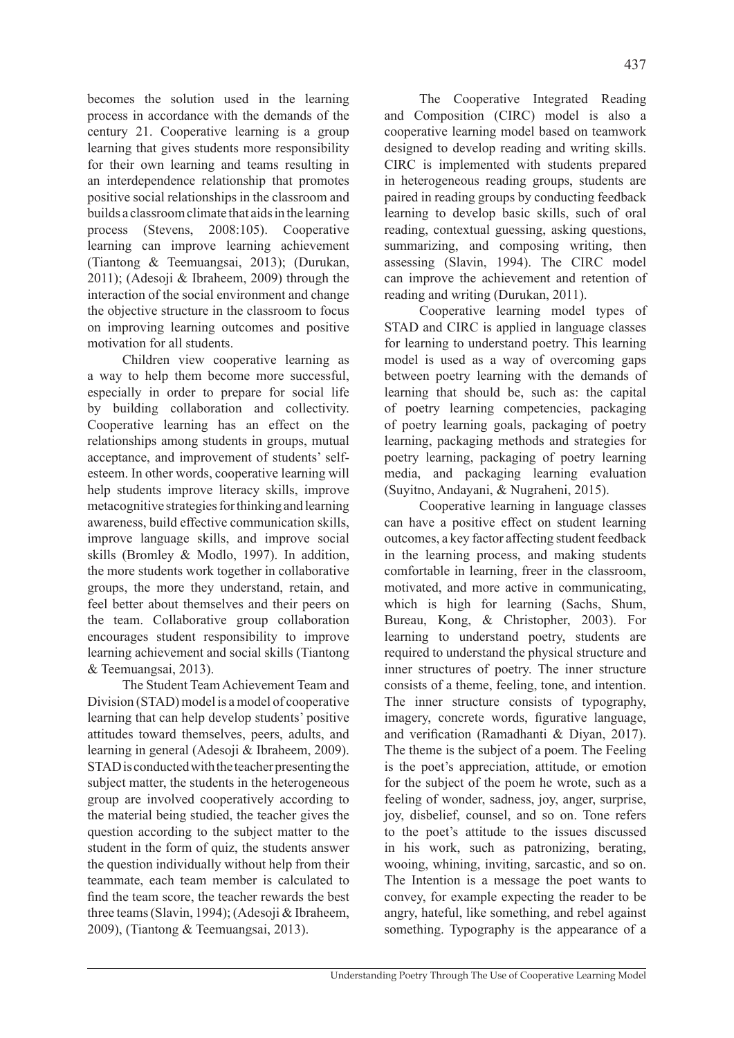becomes the solution used in the learning process in accordance with the demands of the century 21. Cooperative learning is a group learning that gives students more responsibility for their own learning and teams resulting in an interdependence relationship that promotes positive social relationships in the classroom and builds a classroom climate that aids in the learning process (Stevens, 2008:105). Cooperative learning can improve learning achievement (Tiantong & Teemuangsai, 2013); (Durukan, 2011); (Adesoji & Ibraheem, 2009) through the interaction of the social environment and change the objective structure in the classroom to focus on improving learning outcomes and positive motivation for all students.

Children view cooperative learning as a way to help them become more successful, especially in order to prepare for social life by building collaboration and collectivity. Cooperative learning has an effect on the relationships among students in groups, mutual acceptance, and improvement of students' self-esteem. In other words, cooperative learning will help students improve literacy skills, improve metacognitive strategies for thinking and learning awareness, build effective communication skills, improve language skills, and improve social skills (Bromley & Modlo, 1997). In addition, the more students work together in collaborative groups, the more they understand, retain, and feel better about themselves and their peers on the team. Collaborative group collaboration encourages student responsibility to improve learning achievement and social skills (Tiantong & Teemuangsai, 2013).

The Student Team Achievement Team and Division (STAD) model is a model of cooperative learning that can help develop students' positive attitudes toward themselves, peers, adults, and learning in general (Adesoji & Ibraheem, 2009). STAD is conducted with the teacher presenting the subject matter, the students in the heterogeneous group are involved cooperatively according to the material being studied, the teacher gives the question according to the subject matter to the student in the form of quiz, the students answer the question individually without help from their teammate, each team member is calculated to find the team score, the teacher rewards the best three teams (Slavin, 1994); (Adesoji & Ibraheem, 2009), (Tiantong & Teemuangsai, 2013).

The Cooperative Integrated Reading and Composition (CIRC) model is also a cooperative learning model based on teamwork designed to develop reading and writing skills. CIRC is implemented with students prepared in heterogeneous reading groups, students are paired in reading groups by conducting feedback learning to develop basic skills, such of oral reading, contextual guessing, asking questions, summarizing, and composing writing, then assessing (Slavin, 1994). The CIRC model can improve the achievement and retention of reading and writing (Durukan, 2011).

Cooperative learning model types of STAD and CIRC is applied in language classes for learning to understand poetry. This learning model is used as a way of overcoming gaps between poetry learning with the demands of learning that should be, such as: the capital of poetry learning competencies, packaging of poetry learning goals, packaging of poetry learning, packaging methods and strategies for poetry learning, packaging of poetry learning media, and packaging learning evaluation (Suyitno, Andayani, & Nugraheni, 2015).

Cooperative learning in language classes can have a positive effect on student learning outcomes, a key factor affecting student feedback in the learning process, and making students comfortable in learning, freer in the classroom, motivated, and more active in communicating, which is high for learning (Sachs, Shum, Bureau, Kong, & Christopher, 2003). For learning to understand poetry, students are required to understand the physical structure and inner structures of poetry. The inner structure consists of a theme, feeling, tone, and intention. The inner structure consists of typography, imagery, concrete words, figurative language, and verification (Ramadhanti & Diyan, 2017). The theme is the subject of a poem. The Feeling is the poet's appreciation, attitude, or emotion for the subject of the poem he wrote, such as a feeling of wonder, sadness, joy, anger, surprise, joy, disbelief, counsel, and so on. Tone refers to the poet's attitude to the issues discussed in his work, such as patronizing, berating, wooing, whining, inviting, sarcastic, and so on. The Intention is a message the poet wants to convey, for example expecting the reader to be angry, hateful, like something, and rebel against something. Typography is the appearance of a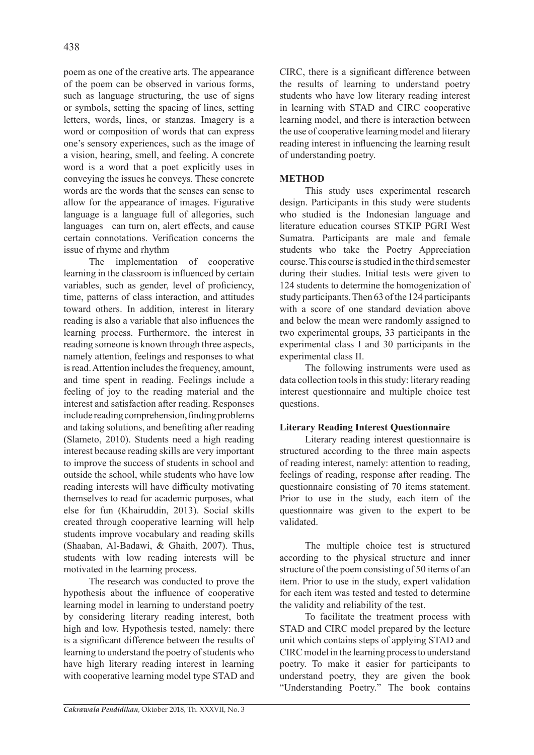poem as one of the creative arts. The appearance of the poem can be observed in various forms, such as language structuring, the use of signs or symbols, setting the spacing of lines, setting letters, words, lines, or stanzas. Imagery is a word or composition of words that can express one's sensory experiences, such as the image of a vision, hearing, smell, and feeling. A concrete word is a word that a poet explicitly uses in conveying the issues he conveys. These concrete words are the words that the senses can sense to allow for the appearance of images. Figurative language is a language full of allegories, such languages can turn on, alert effects, and cause certain connotations. Verification concerns the issue of rhyme and rhythm

The implementation of cooperative learning in the classroom is influenced by certain variables, such as gender, level of proficiency, time, patterns of class interaction, and attitudes toward others. In addition, interest in literary reading is also a variable that also influences the learning process. Furthermore, the interest in reading someone is known through three aspects, namely attention, feelings and responses to what is read. Attention includes the frequency, amount, and time spent in reading. Feelings include a feeling of joy to the reading material and the interest and satisfaction after reading. Responses include reading comprehension, finding problems and taking solutions, and benefiting after reading (Slameto, 2010). Students need a high reading interest because reading skills are very important to improve the success of students in school and outside the school, while students who have low reading interests will have difficulty motivating themselves to read for academic purposes, what else for fun (Khairuddin, 2013). Social skills created through cooperative learning will help students improve vocabulary and reading skills (Shaaban, Al-Badawi, & Ghaith, 2007). Thus, students with low reading interests will be motivated in the learning process.

The research was conducted to prove the hypothesis about the influence of cooperative learning model in learning to understand poetry by considering literary reading interest, both high and low. Hypothesis tested, namely: there is a significant difference between the results of learning to understand the poetry of students who have high literary reading interest in learning with cooperative learning model type STAD and CIRC, there is a significant difference between the results of learning to understand poetry students who have low literary reading interest in learning with STAD and CIRC cooperative learning model, and there is interaction between the use of cooperative learning model and literary reading interest in influencing the learning result of understanding poetry.

## METHOD

This study uses experimental research design. Participants in this study were students who studied is the Indonesian language and literature education courses STKIP PGRI West Sumatra. Participants are male and female students who take the Poetry Appreciation course. This course is studied in the third semester during their studies. Initial tests were given to 124 students to determine the homogenization of study participants. Then 63 of the 124 participants with a score of one standard deviation above and below the mean were randomly assigned to two experimental groups, 33 participants in the experimental class I and 30 participants in the experimental class II.

The following instruments were used as data collection tools in this study: literary reading interest questionnaire and multiple choice test questions.

### Literary Reading Interest Questionnaire

Literary reading interest questionnaire is structured according to the three main aspects of reading interest, namely: attention to reading, feelings of reading, response after reading. The questionnaire consisting of 70 items statement. Prior to use in the study, each item of the questionnaire was given to the expert to be validated.

The multiple choice test is structured according to the physical structure and inner structure of the poem consisting of 50 items of an item. Prior to use in the study, expert validation for each item was tested and tested to determine the validity and reliability of the test.

To facilitate the treatment process with STAD and CIRC model prepared by the lecture unit which contains steps of applying STAD and CIRC model in the learning process to understand poetry. To make it easier for participants to understand poetry, they are given the book "Understanding Poetry." The book contains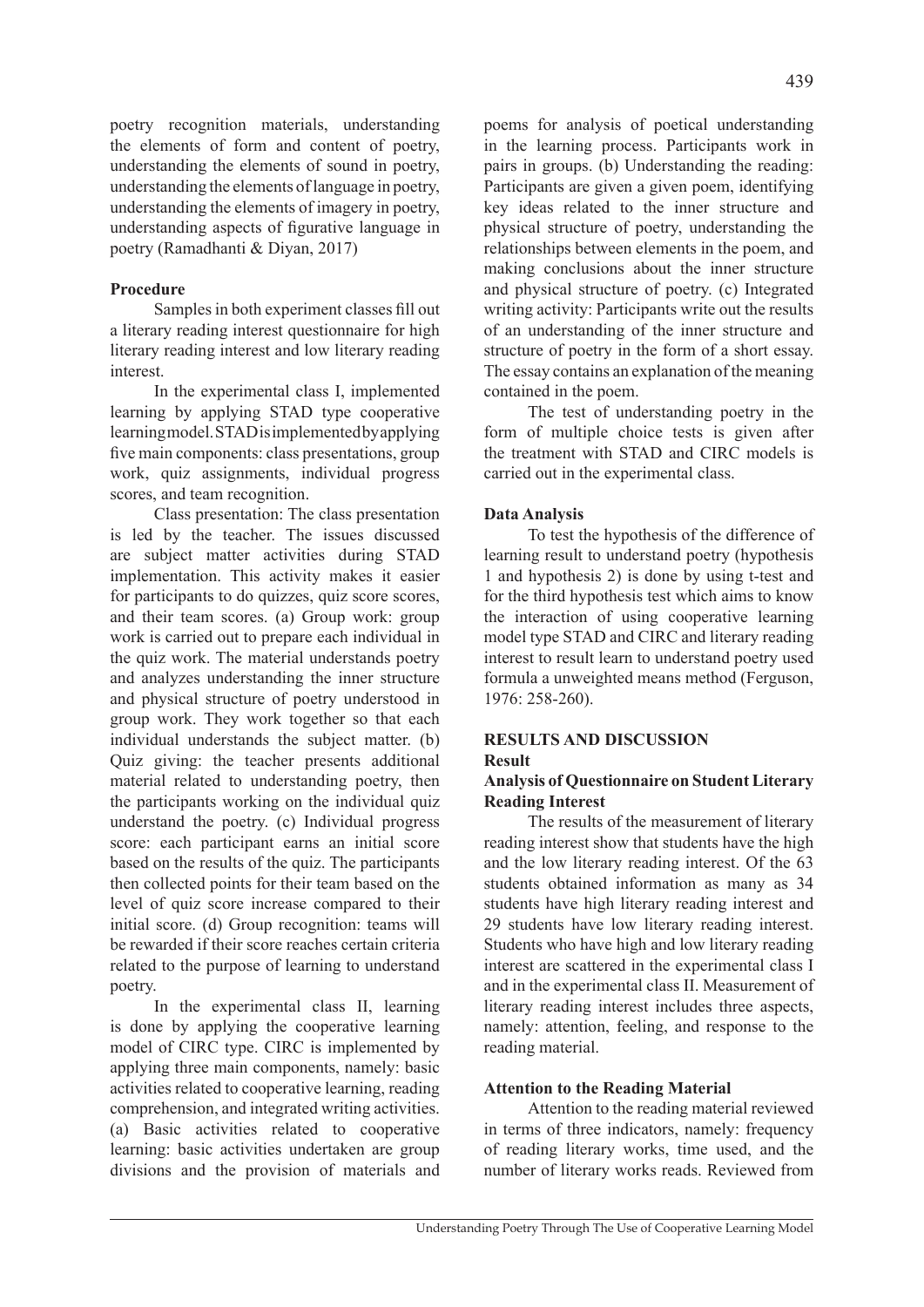poetry recognition materials, understanding the elements of form and content of poetry, understanding the elements of sound in poetry, understanding the elements of language in poetry, understanding the elements of imagery in poetry, understanding aspects of figurative language in poetry (Ramadhanti & Diyan, 2017)

**Procedure**

Samples in both experiment classes fill out a literary reading interest questionnaire for high literary reading interest and low literary reading interest.

In the experimental class I, implemented learning by applying STAD type cooperative learning model. STAD is implemented by applying five main components: class presentations, group work, quiz assignments, individual progress scores, and team recognition.

Class presentation: The class presentation is led by the teacher. The issues discussed are subject matter activities during STAD implementation. This activity makes it easier for participants to do quizzes, quiz score scores, and their team scores. (a) Group work: group work is carried out to prepare each individual in the quiz work. The material understands poetry and analyzes understanding the inner structure and physical structure of poetry understood in group work. They work together so that each individual understands the subject matter. (b) Quiz giving: the teacher presents additional material related to understanding poetry, then the participants working on the individual quiz understand the poetry. (c) Individual progress score: each participant earns an initial score based on the results of the quiz. The participants then collected points for their team based on the level of quiz score increase compared to their initial score. (d) Group recognition: teams will be rewarded if their score reaches certain criteria related to the purpose of learning to understand poetry.

In the experimental class II, learning is done by applying the cooperative learning model of CIRC type. CIRC is implemented by applying three main components, namely: basic activities related to cooperative learning, reading comprehension, and integrated writing activities. (a) Basic activities related to cooperative learning: basic activities undertaken are group divisions and the provision of materials and poems for analysis of poetical understanding in the learning process. Participants work in pairs in groups. (b) Understanding the reading: Participants are given a given poem, identifying key ideas related to the inner structure and physical structure of poetry, understanding the relationships between elements in the poem, and making conclusions about the inner structure and physical structure of poetry. (c) Integrated writing activity: Participants write out the results of an understanding of the inner structure and structure of poetry in the form of a short essay. The essay contains an explanation of the meaning contained in the poem.

The test of understanding poetry in the form of multiple choice tests is given after the treatment with STAD and CIRC models is carried out in the experimental class.

**Data Analysis**

To test the hypothesis of the difference of learning result to understand poetry (hypothesis 1 and hypothesis 2) is done by using t-test and for the third hypothesis test which aims to know the interaction of using cooperative learning model type STAD and CIRC and literary reading interest to result learn to understand poetry used formula a unweighted means method (Ferguson, 1976: 258-260).

## RESULTS AND DISCUSSION

### Result

**Analysis of Questionnaire on Student Literary Reading Interest**

The results of the measurement of literary reading interest show that students have the high and the low literary reading interest. Of the 63 students obtained information as many as 34 students have high literary reading interest and 29 students have low literary reading interest. Students who have high and low literary reading interest are scattered in the experimental class I and in the experimental class II. Measurement of literary reading interest includes three aspects, namely: attention, feeling, and response to the reading material.

**Attention to the Reading Material**

Attention to the reading material reviewed in terms of three indicators, namely: frequency of reading literary works, time used, and the number of literary works reads. Reviewed from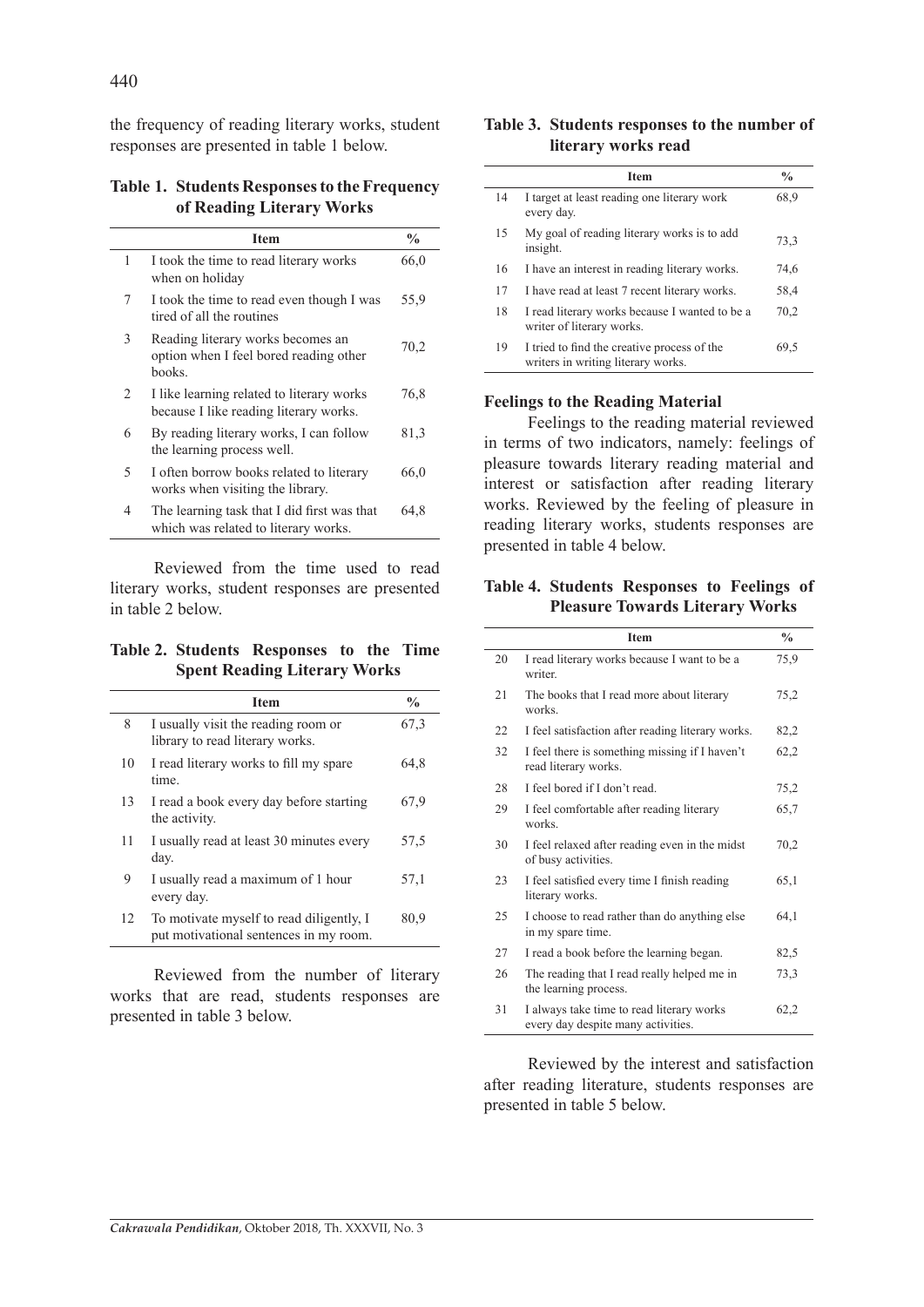the frequency of reading literary works, student responses are presented in table 1 below.

**Table 1. Students Responses to the Frequency of Reading Literary Works**

| | Item | % |
|---|---|---|
| 1 | I took the time to read literary works when on holiday | 66,0 |
| 7 | I took the time to read even though I was tired of all the routines | 55,9 |
| 3 | Reading literary works becomes an option when I feel bored reading other books. | 70,2 |
| 2 | I like learning related to literary works because I like reading literary works. | 76,8 |
| 6 | By reading literary works, I can follow the learning process well. | 81,3 |
| 5 | I often borrow books related to literary works when visiting the library. | 66,0 |
| 4 | The learning task that I did first was that which was related to literary works. | 64,8 |

Reviewed from the time used to read literary works, student responses are presented in table 2 below.

**Table 2. Students Responses to the Time Spent Reading Literary Works**

| | Item | % |
|---|---|---|
| 8 | I usually visit the reading room or library to read literary works. | 67,3 |
| 10 | I read literary works to fill my spare time. | 64,8 |
| 13 | I read a book every day before starting the activity. | 67,9 |
| 11 | I usually read at least 30 minutes every day. | 57,5 |
| 9 | I usually read a maximum of 1 hour every day. | 57,1 |
| 12 | To motivate myself to read diligently, I put motivational sentences in my room. | 80,9 |

Reviewed from the number of literary works that are read, students responses are presented in table 3 below.

**Table 3. Students responses to the number of literary works read**

| | Item | % |
|---|---|---|
| 14 | I target at least reading one literary work every day. | 68,9 |
| 15 | My goal of reading literary works is to add insight. | 73,3 |
| 16 | I have an interest in reading literary works. | 74,6 |
| 17 | I have read at least 7 recent literary works. | 58,4 |
| 18 | I read literary works because I wanted to be a writer of literary works. | 70,2 |
| 19 | I tried to find the creative process of the writers in writing literary works. | 69,5 |

**Feelings to the Reading Material**

Feelings to the reading material reviewed in terms of two indicators, namely: feelings of pleasure towards literary reading material and interest or satisfaction after reading literary works. Reviewed by the feeling of pleasure in reading literary works, students responses are presented in table 4 below.

**Table 4. Students Responses to Feelings of Pleasure Towards Literary Works**

| | Item | % |
|---|---|---|
| 20 | I read literary works because I want to be a writer. | 75,9 |
| 21 | The books that I read more about literary works. | 75,2 |
| 22 | I feel satisfaction after reading literary works. | 82,2 |
| 32 | I feel there is something missing if I haven't read literary works. | 62,2 |
| 28 | I feel bored if I don't read. | 75,2 |
| 29 | I feel comfortable after reading literary works. | 65,7 |
| 30 | I feel relaxed after reading even in the midst of busy activities. | 70,2 |
| 23 | I feel satisfied every time I finish reading literary works. | 65,1 |
| 25 | I choose to read rather than do anything else in my spare time. | 64,1 |
| 27 | I read a book before the learning began. | 82,5 |
| 26 | The reading that I read really helped me in the learning process. | 73,3 |
| 31 | I always take time to read literary works every day despite many activities. | 62,2 |

Reviewed by the interest and satisfaction after reading literature, students responses are presented in table 5 below.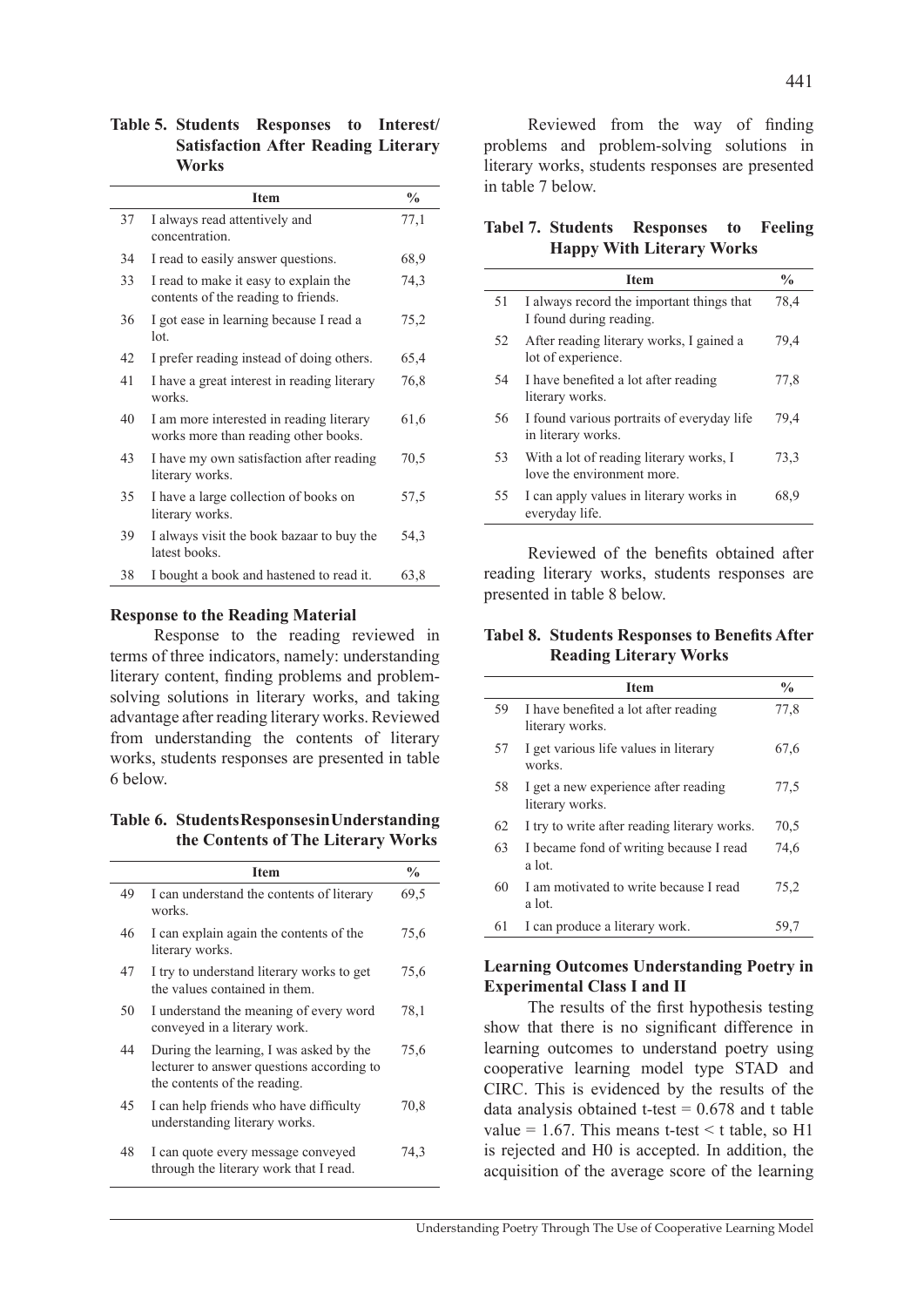**Table 5. Students Responses to Interest/ Satisfaction After Reading Literary Works**

| | Item | % |
|---|---|---|
| 37 | I always read attentively and concentration. | 77,1 |
| 34 | I read to easily answer questions. | 68,9 |
| 33 | I read to make it easy to explain the contents of the reading to friends. | 74,3 |
| 36 | I got ease in learning because I read a lot. | 75,2 |
| 42 | I prefer reading instead of doing others. | 65,4 |
| 41 | I have a great interest in reading literary works. | 76,8 |
| 40 | I am more interested in reading literary works more than reading other books. | 61,6 |
| 43 | I have my own satisfaction after reading literary works. | 70,5 |
| 35 | I have a large collection of books on literary works. | 57,5 |
| 39 | I always visit the book bazaar to buy the latest books. | 54,3 |
| 38 | I bought a book and hastened to read it. | 63,8 |

**Response to the Reading Material**

Response to the reading reviewed in terms of three indicators, namely: understanding literary content, finding problems and problem-solving solutions in literary works, and taking advantage after reading literary works. Reviewed from understanding the contents of literary works, students responses are presented in table 6 below.

**Table 6. Students Responses in Understanding the Contents of The Literary Works**

| | Item | % |
|---|---|---|
| 49 | I can understand the contents of literary works. | 69,5 |
| 46 | I can explain again the contents of the literary works. | 75,6 |
| 47 | I try to understand literary works to get the values contained in them. | 75,6 |
| 50 | I understand the meaning of every word conveyed in a literary work. | 78,1 |
| 44 | During the learning, I was asked by the lecturer to answer questions according to the contents of the reading. | 75,6 |
| 45 | I can help friends who have difficulty understanding literary works. | 70,8 |
| 48 | I can quote every message conveyed through the literary work that I read. | 74,3 |

Reviewed from the way of finding problems and problem-solving solutions in literary works, students responses are presented in table 7 below.

**Tabel 7. Students Responses to Feeling Happy With Literary Works**

| | Item | % |
|---|---|---|
| 51 | I always record the important things that I found during reading. | 78,4 |
| 52 | After reading literary works, I gained a lot of experience. | 79,4 |
| 54 | I have benefited a lot after reading literary works. | 77,8 |
| 56 | I found various portraits of everyday life in literary works. | 79,4 |
| 53 | With a lot of reading literary works, I love the environment more. | 73,3 |
| 55 | I can apply values in literary works in everyday life. | 68,9 |

Reviewed of the benefits obtained after reading literary works, students responses are presented in table 8 below.

**Tabel 8. Students Responses to Benefits After Reading Literary Works**

| | Item | % |
|---|---|---|
| 59 | I have benefited a lot after reading literary works. | 77,8 |
| 57 | I get various life values in literary works. | 67,6 |
| 58 | I get a new experience after reading literary works. | 77,5 |
| 62 | I try to write after reading literary works. | 70,5 |
| 63 | I became fond of writing because I read a lot. | 74,6 |
| 60 | I am motivated to write because I read a lot. | 75,2 |
| 61 | I can produce a literary work. | 59,7 |

**Learning Outcomes Understanding Poetry in Experimental Class I and II**

The results of the first hypothesis testing show that there is no significant difference in learning outcomes to understand poetry using cooperative learning model type STAD and CIRC. This is evidenced by the results of the data analysis obtained t-test = 0.678 and t table value = 1.67. This means t-test < t table, so H1 is rejected and H0 is accepted. In addition, the acquisition of the average score of the learning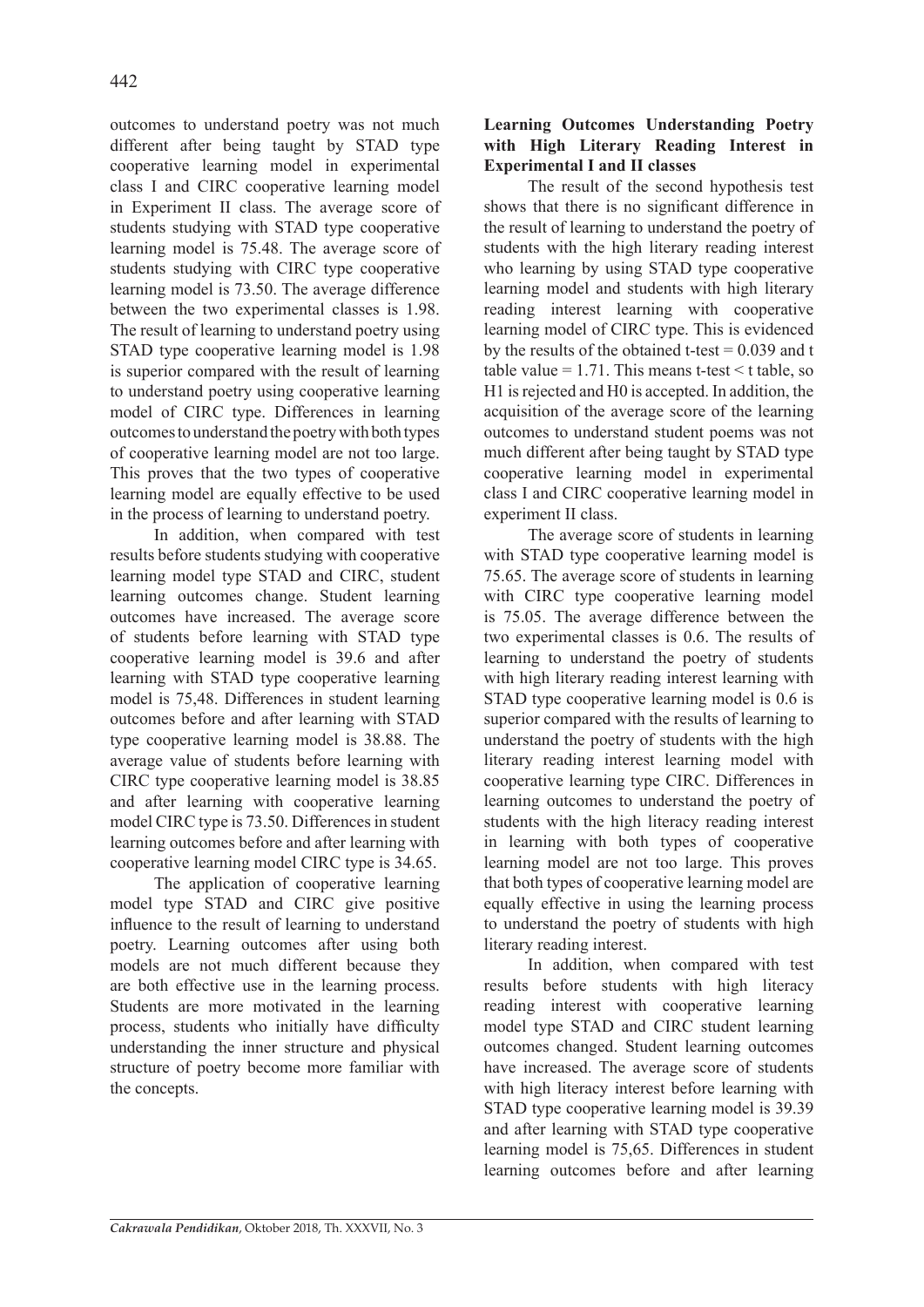outcomes to understand poetry was not much different after being taught by STAD type cooperative learning model in experimental class I and CIRC cooperative learning model in Experiment II class. The average score of students studying with STAD type cooperative learning model is 75.48. The average score of students studying with CIRC type cooperative learning model is 73.50. The average difference between the two experimental classes is 1.98. The result of learning to understand poetry using STAD type cooperative learning model is 1.98 is superior compared with the result of learning to understand poetry using cooperative learning model of CIRC type. Differences in learning outcomes to understand the poetry with both types of cooperative learning model are not too large. This proves that the two types of cooperative learning model are equally effective to be used in the process of learning to understand poetry.

In addition, when compared with test results before students studying with cooperative learning model type STAD and CIRC, student learning outcomes change. Student learning outcomes have increased. The average score of students before learning with STAD type cooperative learning model is 39.6 and after learning with STAD type cooperative learning model is 75,48. Differences in student learning outcomes before and after learning with STAD type cooperative learning model is 38.88. The average value of students before learning with CIRC type cooperative learning model is 38.85 and after learning with cooperative learning model CIRC type is 73.50. Differences in student learning outcomes before and after learning with cooperative learning model CIRC type is 34.65.

The application of cooperative learning model type STAD and CIRC give positive influence to the result of learning to understand poetry. Learning outcomes after using both models are not much different because they are both effective use in the learning process. Students are more motivated in the learning process, students who initially have difficulty understanding the inner structure and physical structure of poetry become more familiar with the concepts.

**Learning Outcomes Understanding Poetry with High Literary Reading Interest in Experimental I and II classes**

The result of the second hypothesis test shows that there is no significant difference in the result of learning to understand the poetry of students with the high literary reading interest who learning by using STAD type cooperative learning model and students with high literary reading interest learning with cooperative learning model of CIRC type. This is evidenced by the results of the obtained t-test = 0.039 and t table value = 1.71. This means t-test < t table, so H1 is rejected and H0 is accepted. In addition, the acquisition of the average score of the learning outcomes to understand student poems was not much different after being taught by STAD type cooperative learning model in experimental class I and CIRC cooperative learning model in experiment II class.

The average score of students in learning with STAD type cooperative learning model is 75.65. The average score of students in learning with CIRC type cooperative learning model is 75.05. The average difference between the two experimental classes is 0.6. The results of learning to understand the poetry of students with high literary reading interest learning with STAD type cooperative learning model is 0.6 is superior compared with the results of learning to understand the poetry of students with the high literary reading interest learning model with cooperative learning type CIRC. Differences in learning outcomes to understand the poetry of students with the high literacy reading interest in learning with both types of cooperative learning model are not too large. This proves that both types of cooperative learning model are equally effective in using the learning process to understand the poetry of students with high literary reading interest.

In addition, when compared with test results before students with high literacy reading interest with cooperative learning model type STAD and CIRC student learning outcomes changed. Student learning outcomes have increased. The average score of students with high literacy interest before learning with STAD type cooperative learning model is 39.39 and after learning with STAD type cooperative learning model is 75,65. Differences in student learning outcomes before and after learning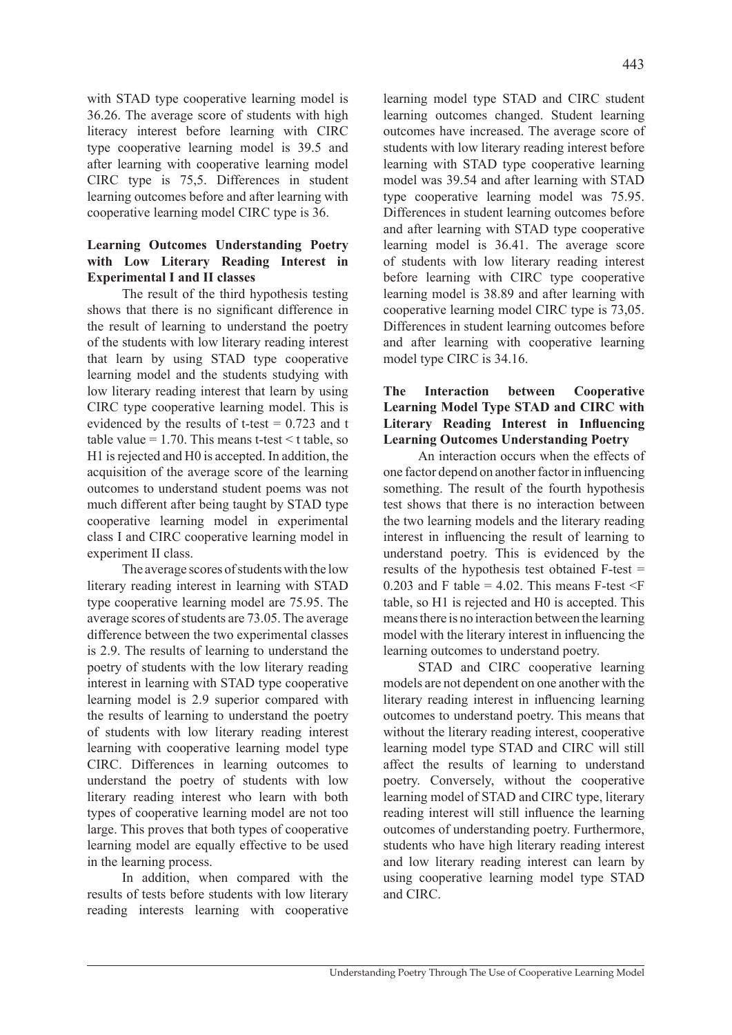with STAD type cooperative learning model is 36.26. The average score of students with high literacy interest before learning with CIRC type cooperative learning model is 39.5 and after learning with cooperative learning model CIRC type is 75,5. Differences in student learning outcomes before and after learning with cooperative learning model CIRC type is 36.

**Learning Outcomes Understanding Poetry with Low Literary Reading Interest in Experimental I and II classes**

The result of the third hypothesis testing shows that there is no significant difference in the result of learning to understand the poetry of the students with low literary reading interest that learn by using STAD type cooperative learning model and the students studying with low literary reading interest that learn by using CIRC type cooperative learning model. This is evidenced by the results of t-test = 0.723 and t table value = 1.70. This means t-test < t table, so H1 is rejected and H0 is accepted. In addition, the acquisition of the average score of the learning outcomes to understand student poems was not much different after being taught by STAD type cooperative learning model in experimental class I and CIRC cooperative learning model in experiment II class.

The average scores of students with the low literary reading interest in learning with STAD type cooperative learning model are 75.95. The average scores of students are 73.05. The average difference between the two experimental classes is 2.9. The results of learning to understand the poetry of students with the low literary reading interest in learning with STAD type cooperative learning model is 2.9 superior compared with the results of learning to understand the poetry of students with low literary reading interest learning with cooperative learning model type CIRC. Differences in learning outcomes to understand the poetry of students with low literary reading interest who learn with both types of cooperative learning model are not too large. This proves that both types of cooperative learning model are equally effective to be used in the learning process.

In addition, when compared with the results of tests before students with low literary reading interests learning with cooperative learning model type STAD and CIRC student learning outcomes changed. Student learning outcomes have increased. The average score of students with low literary reading interest before learning with STAD type cooperative learning model was 39.54 and after learning with STAD type cooperative learning model was 75.95. Differences in student learning outcomes before and after learning with STAD type cooperative learning model is 36.41. The average score of students with low literary reading interest before learning with CIRC type cooperative learning model is 38.89 and after learning with cooperative learning model CIRC type is 73,05. Differences in student learning outcomes before and after learning with cooperative learning model type CIRC is 34.16.

**The Interaction between Cooperative Learning Model Type STAD and CIRC with Literary Reading Interest in Influencing Learning Outcomes Understanding Poetry**

An interaction occurs when the effects of one factor depend on another factor in influencing something. The result of the fourth hypothesis test shows that there is no interaction between the two learning models and the literary reading interest in influencing the result of learning to understand poetry. This is evidenced by the results of the hypothesis test obtained F-test = 0.203 and F table = 4.02. This means F-test <F table, so H1 is rejected and H0 is accepted. This means there is no interaction between the learning model with the literary interest in influencing the learning outcomes to understand poetry.

STAD and CIRC cooperative learning models are not dependent on one another with the literary reading interest in influencing learning outcomes to understand poetry. This means that without the literary reading interest, cooperative learning model type STAD and CIRC will still affect the results of learning to understand poetry. Conversely, without the cooperative learning model of STAD and CIRC type, literary reading interest will still influence the learning outcomes of understanding poetry. Furthermore, students who have high literary reading interest and low literary reading interest can learn by using cooperative learning model type STAD and CIRC.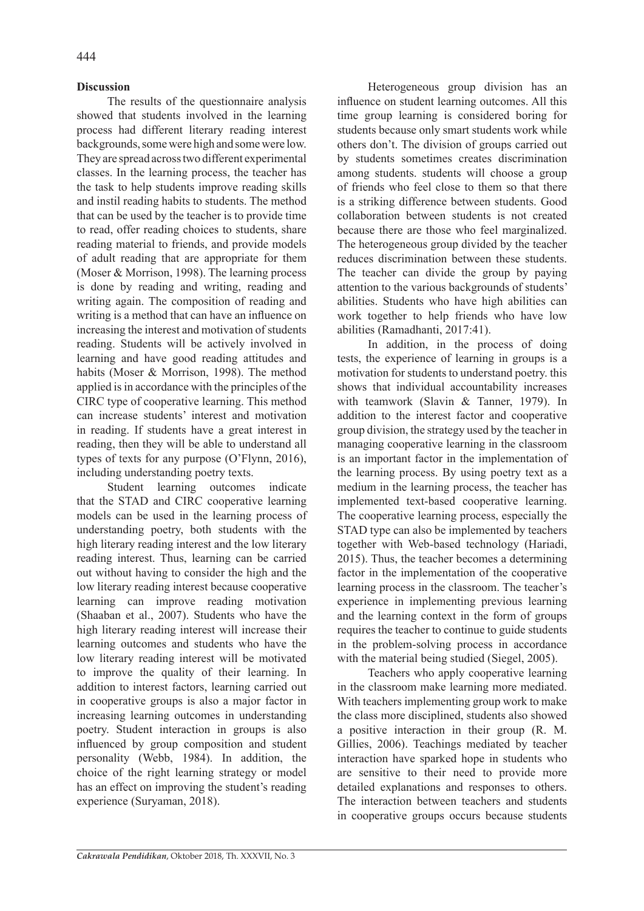## Discussion

The results of the questionnaire analysis showed that students involved in the learning process had different literary reading interest backgrounds, some were high and some were low. They are spread across two different experimental classes. In the learning process, the teacher has the task to help students improve reading skills and instil reading habits to students. The method that can be used by the teacher is to provide time to read, offer reading choices to students, share reading material to friends, and provide models of adult reading that are appropriate for them (Moser & Morrison, 1998). The learning process is done by reading and writing, reading and writing again. The composition of reading and writing is a method that can have an influence on increasing the interest and motivation of students reading. Students will be actively involved in learning and have good reading attitudes and habits (Moser & Morrison, 1998). The method applied is in accordance with the principles of the CIRC type of cooperative learning. This method can increase students' interest and motivation in reading. If students have a great interest in reading, then they will be able to understand all types of texts for any purpose (O'Flynn, 2016), including understanding poetry texts.

Student learning outcomes indicate that the STAD and CIRC cooperative learning models can be used in the learning process of understanding poetry, both students with the high literary reading interest and the low literary reading interest. Thus, learning can be carried out without having to consider the high and the low literary reading interest because cooperative learning can improve reading motivation (Shaaban et al., 2007). Students who have the high literary reading interest will increase their learning outcomes and students who have the low literary reading interest will be motivated to improve the quality of their learning. In addition to interest factors, learning carried out in cooperative groups is also a major factor in increasing learning outcomes in understanding poetry. Student interaction in groups is also influenced by group composition and student personality (Webb, 1984). In addition, the choice of the right learning strategy or model has an effect on improving the student's reading experience (Suryaman, 2018).

Heterogeneous group division has an influence on student learning outcomes. All this time group learning is considered boring for students because only smart students work while others don't. The division of groups carried out by students sometimes creates discrimination among students. students will choose a group of friends who feel close to them so that there is a striking difference between students. Good collaboration between students is not created because there are those who feel marginalized. The heterogeneous group divided by the teacher reduces discrimination between these students. The teacher can divide the group by paying attention to the various backgrounds of students' abilities. Students who have high abilities can work together to help friends who have low abilities (Ramadhanti, 2017:41).

In addition, in the process of doing tests, the experience of learning in groups is a motivation for students to understand poetry. this shows that individual accountability increases with teamwork (Slavin & Tanner, 1979). In addition to the interest factor and cooperative group division, the strategy used by the teacher in managing cooperative learning in the classroom is an important factor in the implementation of the learning process. By using poetry text as a medium in the learning process, the teacher has implemented text-based cooperative learning. The cooperative learning process, especially the STAD type can also be implemented by teachers together with Web-based technology (Hariadi, 2015). Thus, the teacher becomes a determining factor in the implementation of the cooperative learning process in the classroom. The teacher's experience in implementing previous learning and the learning context in the form of groups requires the teacher to continue to guide students in the problem-solving process in accordance with the material being studied (Siegel, 2005).

Teachers who apply cooperative learning in the classroom make learning more mediated. With teachers implementing group work to make the class more disciplined, students also showed a positive interaction in their group (R. M. Gillies, 2006). Teachings mediated by teacher interaction have sparked hope in students who are sensitive to their need to provide more detailed explanations and responses to others. The interaction between teachers and students in cooperative groups occurs because students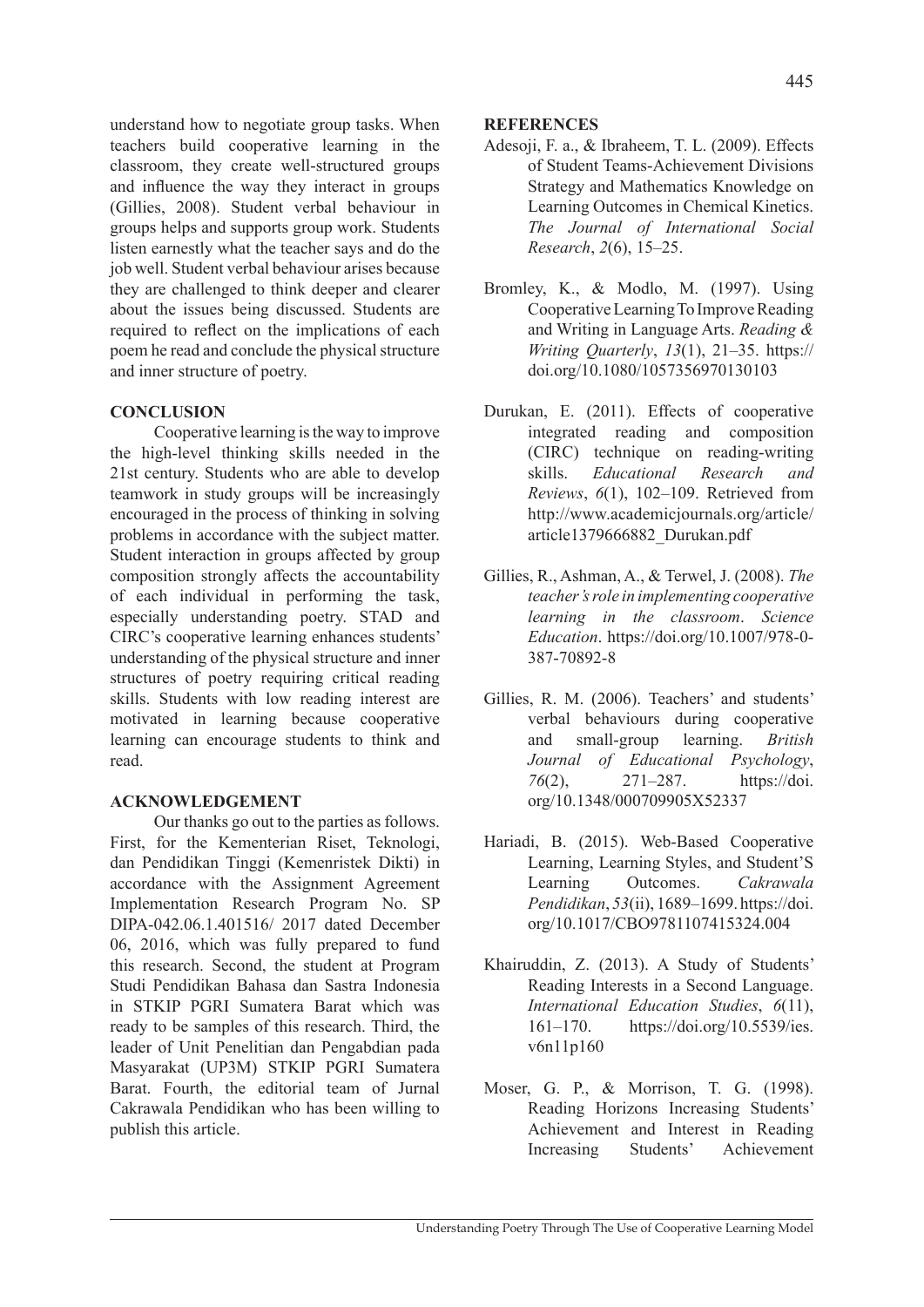understand how to negotiate group tasks. When teachers build cooperative learning in the classroom, they create well-structured groups and influence the way they interact in groups (Gillies, 2008). Student verbal behaviour in groups helps and supports group work. Students listen earnestly what the teacher says and do the job well. Student verbal behaviour arises because they are challenged to think deeper and clearer about the issues being discussed. Students are required to reflect on the implications of each poem he read and conclude the physical structure and inner structure of poetry.

## CONCLUSION

Cooperative learning is the way to improve the high-level thinking skills needed in the 21st century. Students who are able to develop teamwork in study groups will be increasingly encouraged in the process of thinking in solving problems in accordance with the subject matter. Student interaction in groups affected by group composition strongly affects the accountability of each individual in performing the task, especially understanding poetry. STAD and CIRC's cooperative learning enhances students' understanding of the physical structure and inner structures of poetry requiring critical reading skills. Students with low reading interest are motivated in learning because cooperative learning can encourage students to think and read.

## ACKNOWLEDGEMENT

Our thanks go out to the parties as follows. First, for the Kementerian Riset, Teknologi, dan Pendidikan Tinggi (Kemenristek Dikti) in accordance with the Assignment Agreement Implementation Research Program No. SP DIPA-042.06.1.401516/ 2017 dated December 06, 2016, which was fully prepared to fund this research. Second, the student at Program Studi Pendidikan Bahasa dan Sastra Indonesia in STKIP PGRI Sumatera Barat which was ready to be samples of this research. Third, the leader of Unit Penelitian dan Pengabdian pada Masyarakat (UP3M) STKIP PGRI Sumatera Barat. Fourth, the editorial team of Jurnal Cakrawala Pendidikan who has been willing to publish this article.

## REFERENCES

Adesoji, F. a., & Ibraheem, T. L. (2009). Effects of Student Teams-Achievement Divisions Strategy and Mathematics Knowledge on Learning Outcomes in Chemical Kinetics. *The Journal of International Social Research*, *2*(6), 15–25.

Bromley, K., & Modlo, M. (1997). Using Cooperative Learning To Improve Reading and Writing in Language Arts. *Reading & Writing Quarterly*, *13*(1), 21–35. https://doi.org/10.1080/1057356970130103

Durukan, E. (2011). Effects of cooperative integrated reading and composition (CIRC) technique on reading-writing skills. *Educational Research and Reviews*, *6*(1), 102–109. Retrieved from http://www.academicjournals.org/article/article1379666882_Durukan.pdf

Gillies, R., Ashman, A., & Terwel, J. (2008). *The teacher's role in implementing cooperative learning in the classroom*. *Science Education*. https://doi.org/10.1007/978-0-387-70892-8

Gillies, R. M. (2006). Teachers' and students' verbal behaviours during cooperative and small-group learning. *British Journal of Educational Psychology*, *76*(2), 271–287. https://doi.org/10.1348/000709905X52337

Hariadi, B. (2015). Web-Based Cooperative Learning, Learning Styles, and Student'S Learning Outcomes. *Cakrawala Pendidikan*, *53*(ii), 1689–1699. https://doi.org/10.1017/CBO9781107415324.004

Khairuddin, Z. (2013). A Study of Students' Reading Interests in a Second Language. *International Education Studies*, *6*(11), 161–170. https://doi.org/10.5539/ies.v6n11p160

Moser, G. P., & Morrison, T. G. (1998). Reading Horizons Increasing Students' Achievement and Interest in Reading Increasing Students' Achievement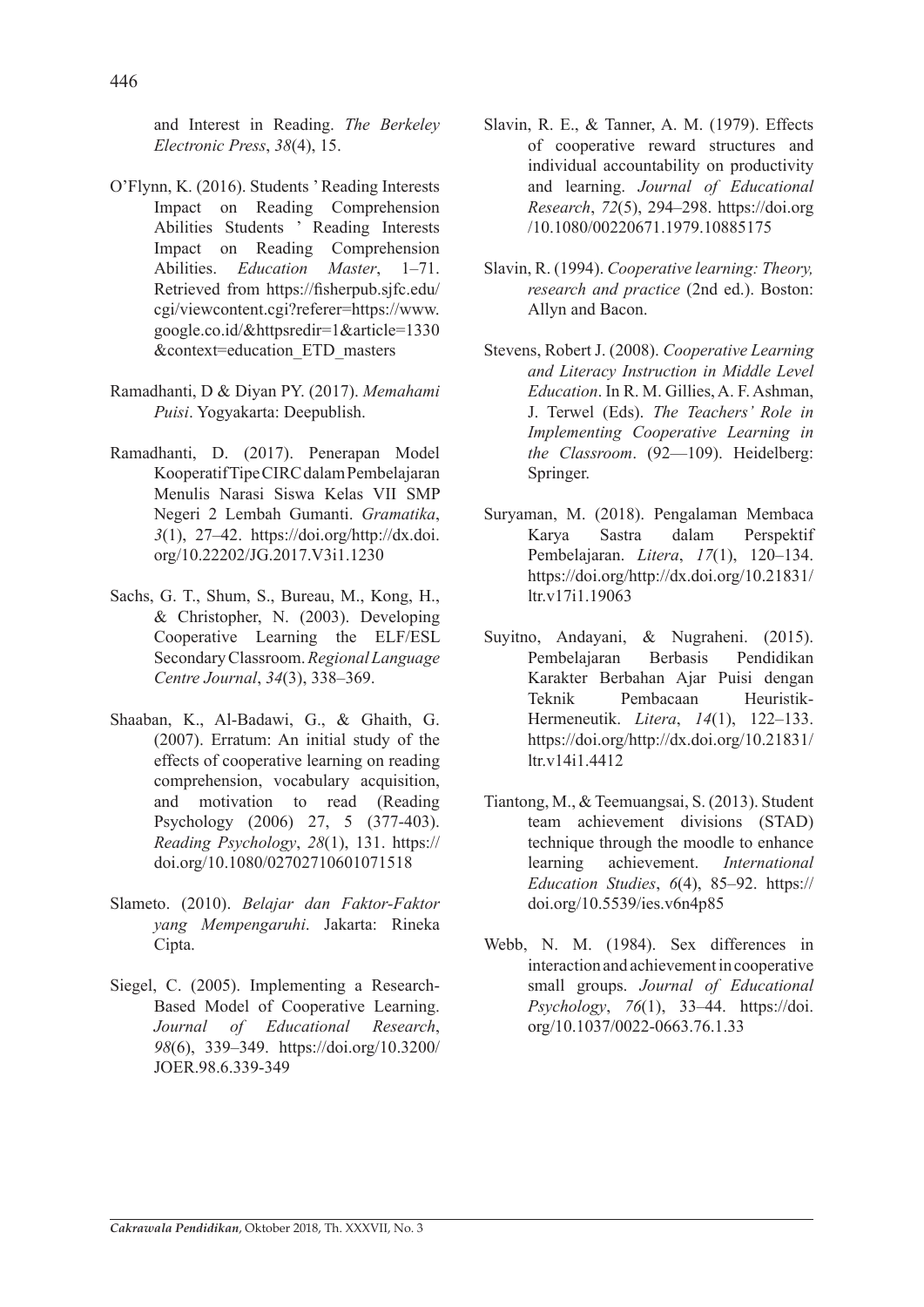and Interest in Reading. *The Berkeley Electronic Press*, *38*(4), 15.

O'Flynn, K. (2016). Students ' Reading Interests Impact on Reading Comprehension Abilities Students ' Reading Interests Impact on Reading Comprehension Abilities. *Education Master*, 1–71. Retrieved from https://fisherpub.sjfc.edu/cgi/viewcontent.cgi?referer=https://www.google.co.id/&httpsredir=1&article=1330&context=education_ETD_masters

Ramadhanti, D & Diyan PY. (2017). *Memahami Puisi*. Yogyakarta: Deepublish.

Ramadhanti, D. (2017). Penerapan Model Kooperatif Tipe CIRC dalam Pembelajaran Menulis Narasi Siswa Kelas VII SMP Negeri 2 Lembah Gumanti. *Gramatika*, *3*(1), 27–42. https://doi.org/http://dx.doi.org/10.22202/JG.2017.V3i1.1230

Sachs, G. T., Shum, S., Bureau, M., Kong, H., & Christopher, N. (2003). Developing Cooperative Learning the ELF/ESL Secondary Classroom. *Regional Language Centre Journal*, *34*(3), 338–369.

Shaaban, K., Al-Badawi, G., & Ghaith, G. (2007). Erratum: An initial study of the effects of cooperative learning on reading comprehension, vocabulary acquisition, and motivation to read (Reading Psychology (2006) 27, 5 (377-403). *Reading Psychology*, *28*(1), 131. https://doi.org/10.1080/02702710601071518

Slameto. (2010). *Belajar dan Faktor-Faktor yang Mempengaruhi*. Jakarta: Rineka Cipta.

Siegel, C. (2005). Implementing a Research-Based Model of Cooperative Learning. *Journal of Educational Research*, *98*(6), 339–349. https://doi.org/10.3200/JOER.98.6.339-349

Slavin, R. E., & Tanner, A. M. (1979). Effects of cooperative reward structures and individual accountability on productivity and learning. *Journal of Educational Research*, *72*(5), 294–298. https://doi.org/10.1080/00220671.1979.10885175

Slavin, R. (1994). *Cooperative learning: Theory, research and practice* (2nd ed.). Boston: Allyn and Bacon.

Stevens, Robert J. (2008). *Cooperative Learning and Literacy Instruction in Middle Level Education*. In R. M. Gillies, A. F. Ashman, J. Terwel (Eds). *The Teachers' Role in Implementing Cooperative Learning in the Classroom*. (92—109). Heidelberg: Springer.

Suryaman, M. (2018). Pengalaman Membaca Karya Sastra dalam Perspektif Pembelajaran. *Litera*, *17*(1), 120–134. https://doi.org/http://dx.doi.org/10.21831/ltr.v17i1.19063

Suyitno, Andayani, & Nugraheni. (2015). Pembelajaran Berbasis Pendidikan Karakter Berbahan Ajar Puisi dengan Teknik Pembacaan Heuristik-Hermeneutik. *Litera*, *14*(1), 122–133. https://doi.org/http://dx.doi.org/10.21831/ltr.v14i1.4412

Tiantong, M., & Teemuangsai, S. (2013). Student team achievement divisions (STAD) technique through the moodle to enhance learning achievement. *International Education Studies*, *6*(4), 85–92. https://doi.org/10.5539/ies.v6n4p85

Webb, N. M. (1984). Sex differences in interaction and achievement in cooperative small groups. *Journal of Educational Psychology*, *76*(1), 33–44. https://doi.org/10.1037/0022-0663.76.1.33